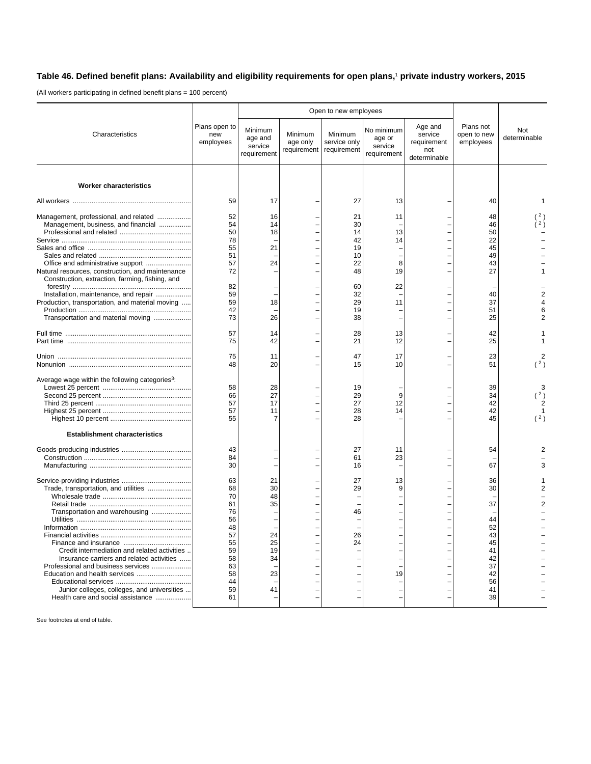## Table 46. Defined benefit plans: Availability and eligibility requirements for open plans,[1] private industry workers, 2015

(All workers participating in defined benefit plans = 100 percent)

| Characteristics | Plans open to new employees | Open to new employees | | | | | Plans not open to new employees | Not determinable |
|---|---|---|---|---|---|---|---|---|
| | | Minimum age and service requirement | Minimum age only requirement | Minimum service only requirement | No minimum age or service requirement | Age and service requirement not determinable | | |
| **Worker characteristics** | | | | | | | | |
| All workers | 59 | 17 | – | 27 | 13 | – | 40 | 1 |
| Management, professional, and related | 52 | 16 | – | 21 | 11 | – | 48 | (2) |
| Management, business, and financial | 54 | 14 | – | 30 | – | – | 46 | (2) |
| Professional and related | 50 | 18 | – | 14 | 13 | – | 50 | – |
| Service | 78 | – | – | 42 | 14 | – | 22 | – |
| Sales and office | 55 | 21 | – | 19 | – | – | 45 | – |
| Sales and related | 51 | – | – | 10 | – | – | 49 | – |
| Office and administrative support | 57 | 24 | – | 22 | 8 | – | 43 | – |
| Natural resources, construction, and maintenance | 72 | – | – | 48 | 19 | – | 27 | 1 |
| Construction, extraction, farming, fishing, and forestry | 82 | – | – | 60 | 22 | – | – | – |
| Installation, maintenance, and repair | 59 | – | – | 32 | – | – | 40 | 2 |
| Production, transportation, and material moving | 59 | 18 | – | 29 | 11 | – | 37 | 4 |
| Production | 42 | – | – | 19 | – | – | 51 | 6 |
| Transportation and material moving | 73 | 26 | – | 38 | – | – | 25 | 2 |
| Full time | 57 | 14 | – | 28 | 13 | – | 42 | 1 |
| Part time | 75 | 42 | – | 21 | 12 | – | 25 | 1 |
| Union | 75 | 11 | – | 47 | 17 | – | 23 | 2 |
| Nonunion | 48 | 20 | – | 15 | 10 | – | 51 | (2) |
| Average wage within the following categories[3]: | | | | | | | | |
| Lowest 25 percent | 58 | 28 | – | 19 | – | – | 39 | 3 |
| Second 25 percent | 66 | 27 | – | 29 | 9 | – | 34 | (2) |
| Third 25 percent | 57 | 17 | – | 27 | 12 | – | 42 | 2 |
| Highest 25 percent | 57 | 11 | – | 28 | 14 | – | 42 | 1 |
| Highest 10 percent | 55 | 7 | – | 28 | – | – | 45 | (2) |
| **Establishment characteristics** | | | | | | | | |
| Goods-producing industries | 43 | – | – | 27 | 11 | – | 54 | 2 |
| Construction | 84 | – | – | 61 | 23 | – | – | – |
| Manufacturing | 30 | – | – | 16 | – | – | 67 | 3 |
| Service-providing industries | 63 | 21 | – | 27 | 13 | – | 36 | 1 |
| Trade, transportation, and utilities | 68 | 30 | – | 29 | 9 | – | 30 | 2 |
| Wholesale trade | 70 | 48 | – | – | – | – | – | – |
| Retail trade | 61 | 35 | – | – | – | – | 37 | 2 |
| Transportation and warehousing | 76 | – | – | 46 | – | – | – | – |
| Utilities | 56 | – | – | – | – | – | 44 | – |
| Information | 48 | – | – | – | – | – | 52 | – |
| Financial activities | 57 | 24 | – | 26 | – | – | 43 | – |
| Finance and insurance | 55 | 25 | – | 24 | – | – | 45 | – |
| Credit intermediation and related activities | 59 | 19 | – | – | – | – | 41 | – |
| Insurance carriers and related activities | 58 | 34 | – | – | – | – | 42 | – |
| Professional and business services | 63 | – | – | – | – | – | 37 | – |
| Education and health services | 58 | 23 | – | – | 19 | – | 42 | – |
| Educational services | 44 | – | – | – | – | – | 56 | – |
| Junior colleges, colleges, and universities | 59 | 41 | – | – | – | – | 41 | – |
| Health care and social assistance | 61 | – | – | – | – | – | 39 | – |

See footnotes at end of table.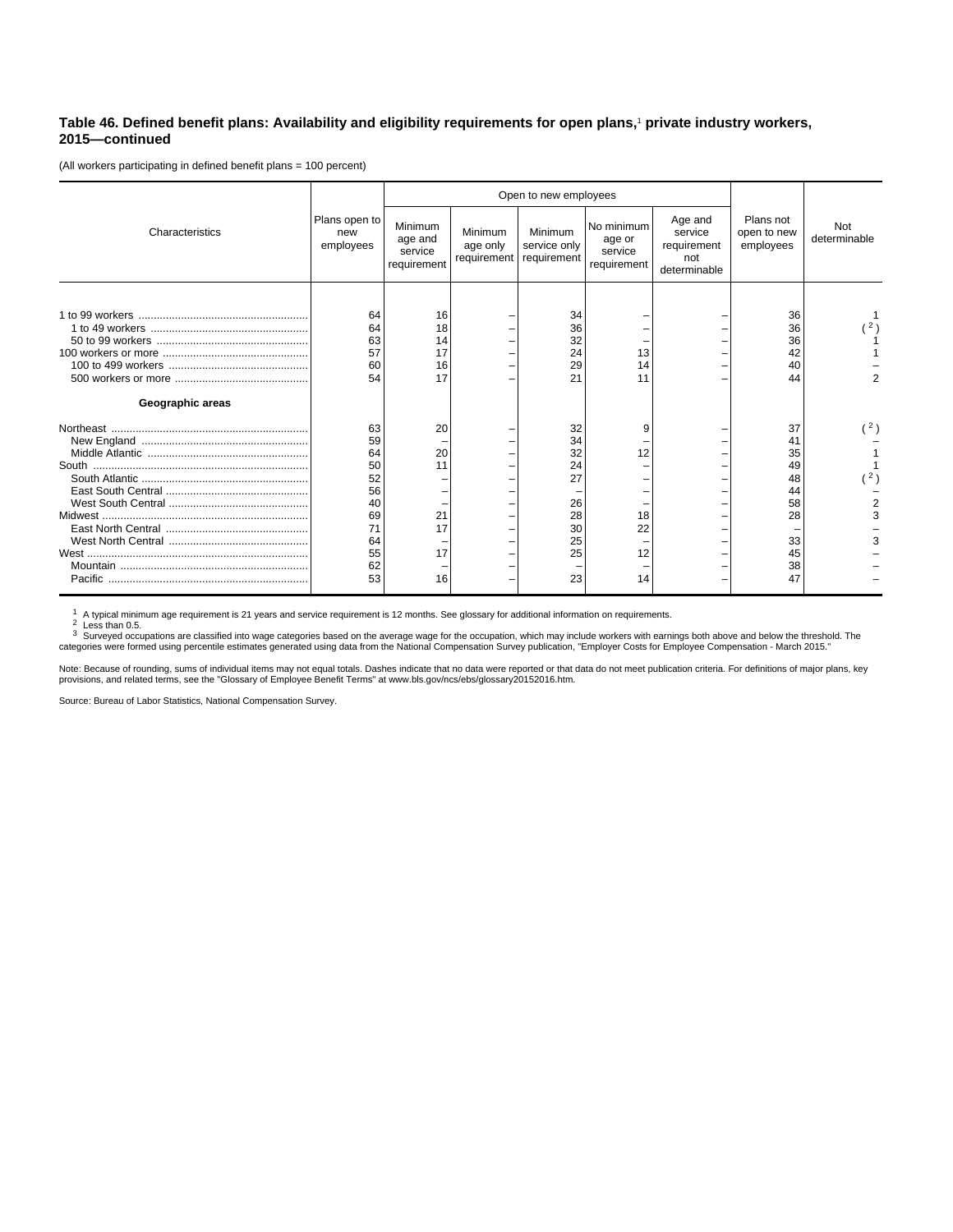### Table 46. Defined benefit plans: Availability and eligibility requirements for open plans,[1] private industry workers, 2015—continued

(All workers participating in defined benefit plans = 100 percent)

| Characteristics | Plans open to new employees | Open to new employees | | | | | Plans not open to new employees | Not determinable |
|---|---|---|---|---|---|---|---|---|
| | | Minimum age and service requirement | Minimum age only requirement | Minimum service only requirement | No minimum age or service requirement | Age and service requirement not determinable | | |
| 1 to 99 workers | 64 | 16 | – | 34 | – | – | 36 | 1 |
| 1 to 49 workers | 64 | 18 | – | 36 | – | – | 36 | ( 2 ) |
| 50 to 99 workers | 63 | 14 | – | 32 | – | – | 36 | 1 |
| 100 workers or more | 57 | 17 | – | 24 | 13 | – | 42 | 1 |
| 100 to 499 workers | 60 | 16 | – | 29 | 14 | – | 40 | – |
| 500 workers or more | 54 | 17 | – | 21 | 11 | – | 44 | 2 |
| **Geographic areas** | | | | | | | | |
| Northeast | 63 | 20 | – | 32 | 9 | – | 37 | ( 2 ) |
| New England | 59 | – | – | 34 | – | – | 41 | – |
| Middle Atlantic | 64 | 20 | – | 32 | 12 | – | 35 | 1 |
| South | 50 | 11 | – | 24 | – | – | 49 | 1 |
| South Atlantic | 52 | – | – | 27 | – | – | 48 | ( 2 ) |
| East South Central | 56 | – | – | – | – | – | 44 | – |
| West South Central | 40 | – | – | 26 | – | – | 58 | 2 |
| Midwest | 69 | 21 | – | 28 | 18 | – | 28 | 3 |
| East North Central | 71 | 17 | – | 30 | 22 | – | – | – |
| West North Central | 64 | – | – | 25 | – | – | 33 | 3 |
| West | 55 | 17 | – | 25 | 12 | – | 45 | – |
| Mountain | 62 | – | – | – | – | – | 38 | – |
| Pacific | 53 | 16 | – | 23 | 14 | – | 47 | – |

[1] A typical minimum age requirement is 21 years and service requirement is 12 months. See glossary for additional information on requirements.
[2] Less than 0.5.
[3] Surveyed occupations are classified into wage categories based on the average wage for the occupation, which may include workers with earnings both above and below the threshold. The categories were formed using percentile estimates generated using data from the National Compensation Survey publication, "Employer Costs for Employee Compensation - March 2015."

Note: Because of rounding, sums of individual items may not equal totals. Dashes indicate that no data were reported or that data do not meet publication criteria. For definitions of major plans, key provisions, and related terms, see the "Glossary of Employee Benefit Terms" at www.bls.gov/ncs/ebs/glossary20152016.htm.

Source: Bureau of Labor Statistics, National Compensation Survey.